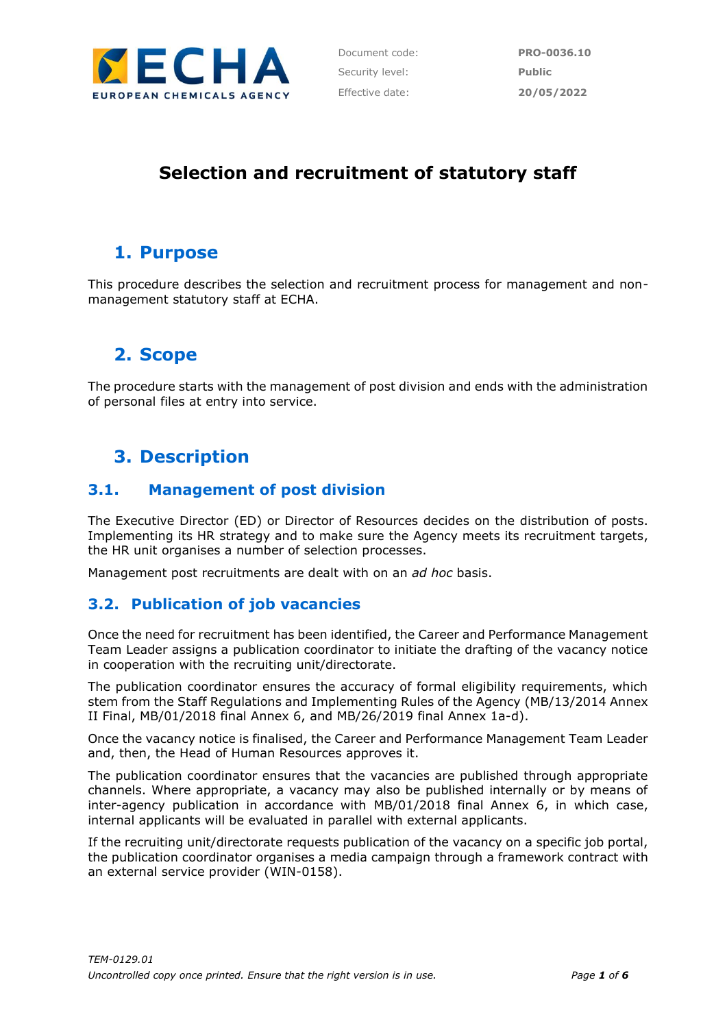Document code: **PRO-0036.10**
Security level: **Public**
Effective date: **20/05/2022**

# Selection and recruitment of statutory staff

## 1. Purpose

This procedure describes the selection and recruitment process for management and non-management statutory staff at ECHA.

## 2. Scope

The procedure starts with the management of post division and ends with the administration of personal files at entry into service.

## 3. Description

### 3.1. Management of post division

The Executive Director (ED) or Director of Resources decides on the distribution of posts. Implementing its HR strategy and to make sure the Agency meets its recruitment targets, the HR unit organises a number of selection processes.

Management post recruitments are dealt with on an *ad hoc* basis.

### 3.2. Publication of job vacancies

Once the need for recruitment has been identified, the Career and Performance Management Team Leader assigns a publication coordinator to initiate the drafting of the vacancy notice in cooperation with the recruiting unit/directorate.

The publication coordinator ensures the accuracy of formal eligibility requirements, which stem from the Staff Regulations and Implementing Rules of the Agency (MB/13/2014 Annex II Final, MB/01/2018 final Annex 6, and MB/26/2019 final Annex 1a-d).

Once the vacancy notice is finalised, the Career and Performance Management Team Leader and, then, the Head of Human Resources approves it.

The publication coordinator ensures that the vacancies are published through appropriate channels. Where appropriate, a vacancy may also be published internally or by means of inter-agency publication in accordance with MB/01/2018 final Annex 6, in which case, internal applicants will be evaluated in parallel with external applicants.

If the recruiting unit/directorate requests publication of the vacancy on a specific job portal, the publication coordinator organises a media campaign through a framework contract with an external service provider (WIN-0158).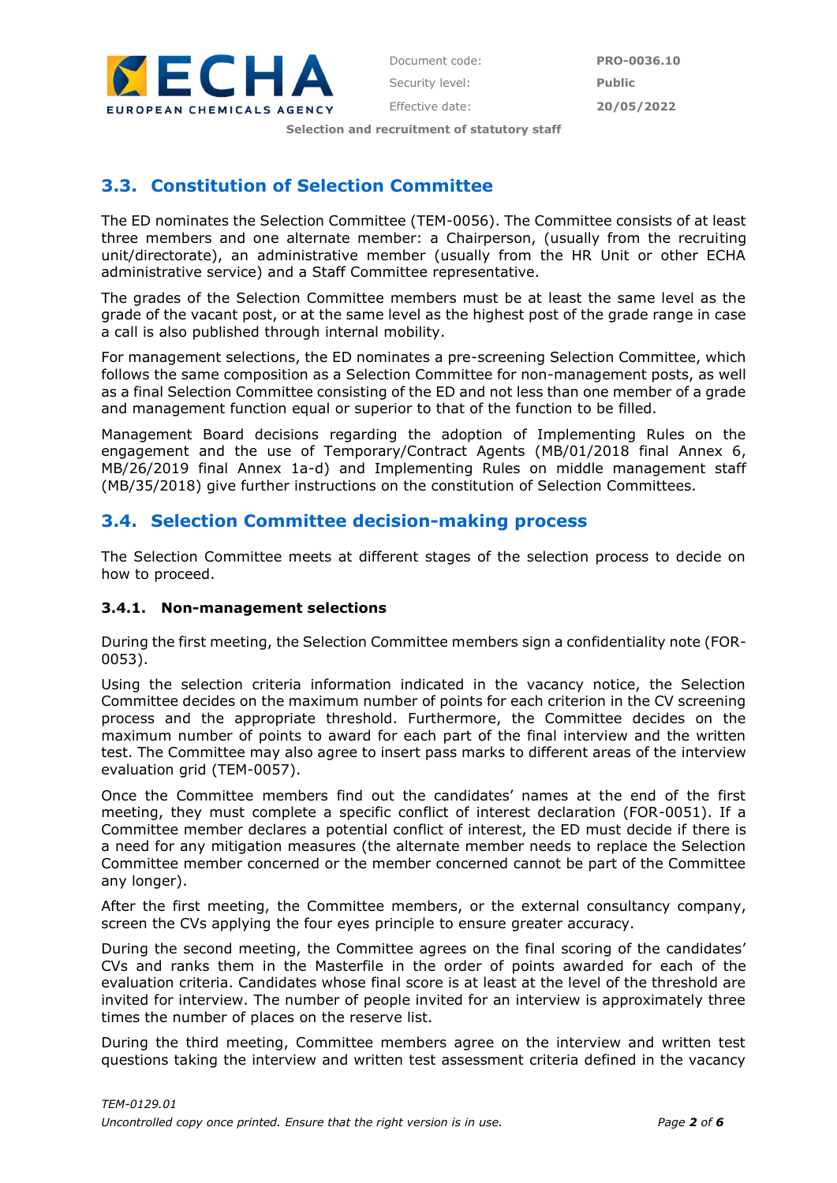## 3.3. Constitution of Selection Committee

The ED nominates the Selection Committee (TEM-0056). The Committee consists of at least three members and one alternate member: a Chairperson, (usually from the recruiting unit/directorate), an administrative member (usually from the HR Unit or other ECHA administrative service) and a Staff Committee representative.

The grades of the Selection Committee members must be at least the same level as the grade of the vacant post, or at the same level as the highest post of the grade range in case a call is also published through internal mobility.

For management selections, the ED nominates a pre-screening Selection Committee, which follows the same composition as a Selection Committee for non-management posts, as well as a final Selection Committee consisting of the ED and not less than one member of a grade and management function equal or superior to that of the function to be filled.

Management Board decisions regarding the adoption of Implementing Rules on the engagement and the use of Temporary/Contract Agents (MB/01/2018 final Annex 6, MB/26/2019 final Annex 1a-d) and Implementing Rules on middle management staff (MB/35/2018) give further instructions on the constitution of Selection Committees.

## 3.4. Selection Committee decision-making process

The Selection Committee meets at different stages of the selection process to decide on how to proceed.

### 3.4.1. Non-management selections

During the first meeting, the Selection Committee members sign a confidentiality note (FOR-0053).

Using the selection criteria information indicated in the vacancy notice, the Selection Committee decides on the maximum number of points for each criterion in the CV screening process and the appropriate threshold. Furthermore, the Committee decides on the maximum number of points to award for each part of the final interview and the written test. The Committee may also agree to insert pass marks to different areas of the interview evaluation grid (TEM-0057).

Once the Committee members find out the candidates' names at the end of the first meeting, they must complete a specific conflict of interest declaration (FOR-0051). If a Committee member declares a potential conflict of interest, the ED must decide if there is a need for any mitigation measures (the alternate member needs to replace the Selection Committee member concerned or the member concerned cannot be part of the Committee any longer).

After the first meeting, the Committee members, or the external consultancy company, screen the CVs applying the four eyes principle to ensure greater accuracy.

During the second meeting, the Committee agrees on the final scoring of the candidates' CVs and ranks them in the Masterfile in the order of points awarded for each of the evaluation criteria. Candidates whose final score is at least at the level of the threshold are invited for interview. The number of people invited for an interview is approximately three times the number of places on the reserve list.

During the third meeting, Committee members agree on the interview and written test questions taking the interview and written test assessment criteria defined in the vacancy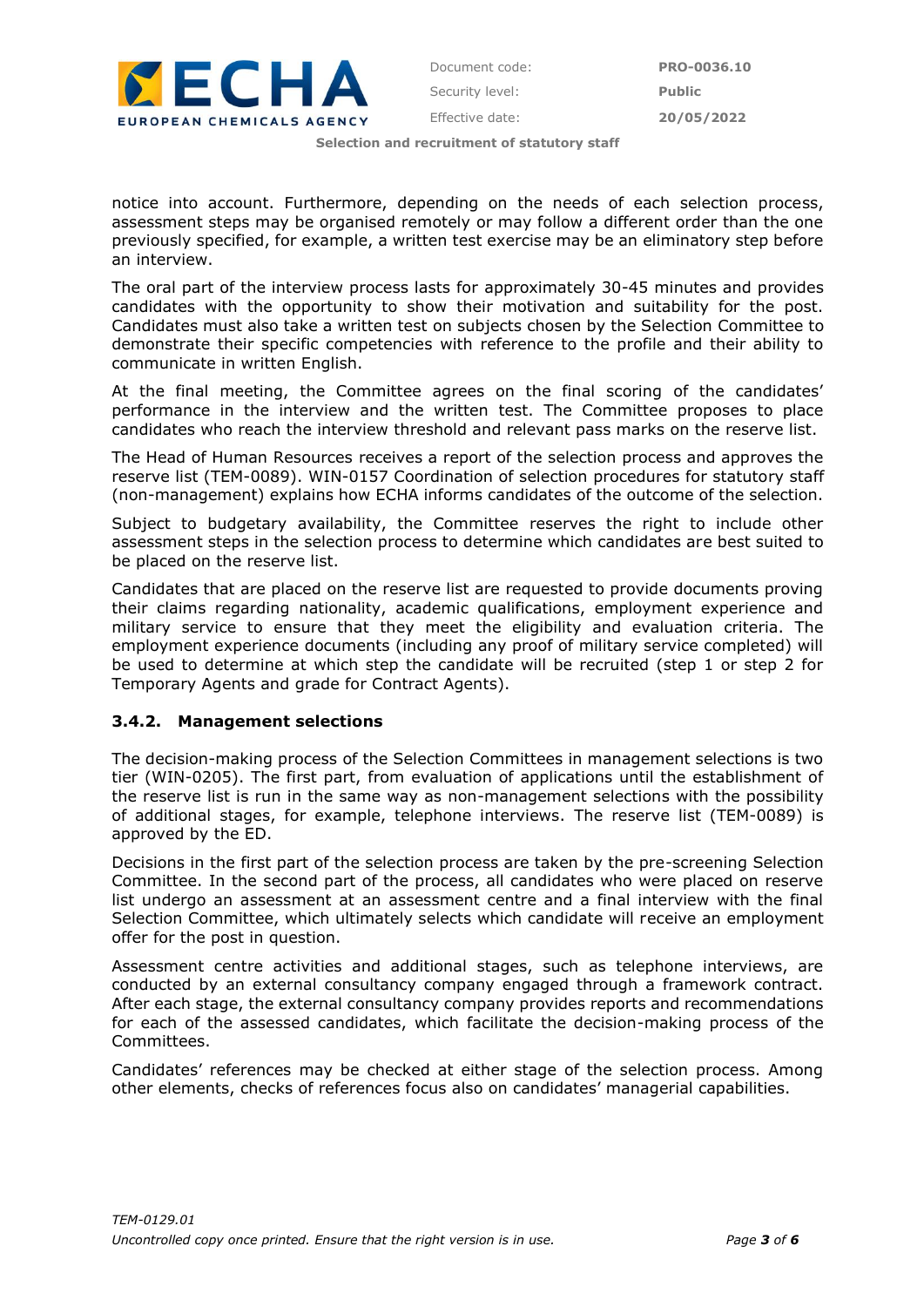notice into account. Furthermore, depending on the needs of each selection process, assessment steps may be organised remotely or may follow a different order than the one previously specified, for example, a written test exercise may be an eliminatory step before an interview.

The oral part of the interview process lasts for approximately 30-45 minutes and provides candidates with the opportunity to show their motivation and suitability for the post. Candidates must also take a written test on subjects chosen by the Selection Committee to demonstrate their specific competencies with reference to the profile and their ability to communicate in written English.

At the final meeting, the Committee agrees on the final scoring of the candidates' performance in the interview and the written test. The Committee proposes to place candidates who reach the interview threshold and relevant pass marks on the reserve list.

The Head of Human Resources receives a report of the selection process and approves the reserve list (TEM-0089). WIN-0157 Coordination of selection procedures for statutory staff (non-management) explains how ECHA informs candidates of the outcome of the selection.

Subject to budgetary availability, the Committee reserves the right to include other assessment steps in the selection process to determine which candidates are best suited to be placed on the reserve list.

Candidates that are placed on the reserve list are requested to provide documents proving their claims regarding nationality, academic qualifications, employment experience and military service to ensure that they meet the eligibility and evaluation criteria. The employment experience documents (including any proof of military service completed) will be used to determine at which step the candidate will be recruited (step 1 or step 2 for Temporary Agents and grade for Contract Agents).

### 3.4.2. Management selections

The decision-making process of the Selection Committees in management selections is two tier (WIN-0205). The first part, from evaluation of applications until the establishment of the reserve list is run in the same way as non-management selections with the possibility of additional stages, for example, telephone interviews. The reserve list (TEM-0089) is approved by the ED.

Decisions in the first part of the selection process are taken by the pre-screening Selection Committee. In the second part of the process, all candidates who were placed on reserve list undergo an assessment at an assessment centre and a final interview with the final Selection Committee, which ultimately selects which candidate will receive an employment offer for the post in question.

Assessment centre activities and additional stages, such as telephone interviews, are conducted by an external consultancy company engaged through a framework contract. After each stage, the external consultancy company provides reports and recommendations for each of the assessed candidates, which facilitate the decision-making process of the Committees.

Candidates' references may be checked at either stage of the selection process. Among other elements, checks of references focus also on candidates' managerial capabilities.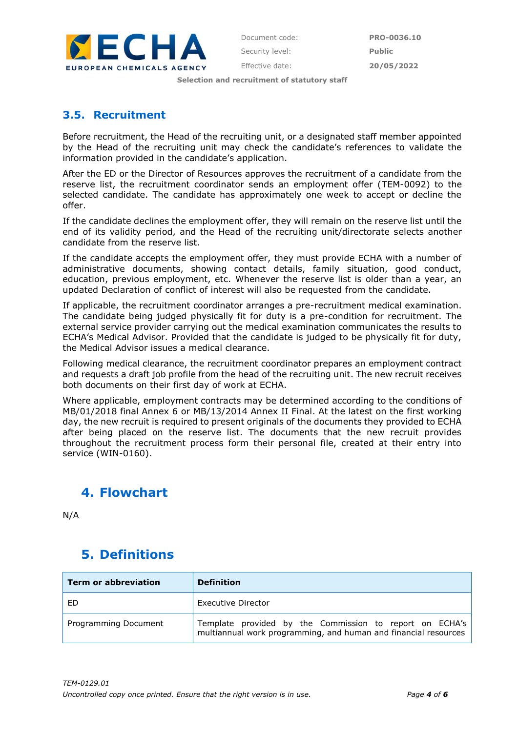### 3.5. Recruitment

Before recruitment, the Head of the recruiting unit, or a designated staff member appointed by the Head of the recruiting unit may check the candidate's references to validate the information provided in the candidate's application.

After the ED or the Director of Resources approves the recruitment of a candidate from the reserve list, the recruitment coordinator sends an employment offer (TEM-0092) to the selected candidate. The candidate has approximately one week to accept or decline the offer.

If the candidate declines the employment offer, they will remain on the reserve list until the end of its validity period, and the Head of the recruiting unit/directorate selects another candidate from the reserve list.

If the candidate accepts the employment offer, they must provide ECHA with a number of administrative documents, showing contact details, family situation, good conduct, education, previous employment, etc. Whenever the reserve list is older than a year, an updated Declaration of conflict of interest will also be requested from the candidate.

If applicable, the recruitment coordinator arranges a pre-recruitment medical examination. The candidate being judged physically fit for duty is a pre-condition for recruitment. The external service provider carrying out the medical examination communicates the results to ECHA's Medical Advisor. Provided that the candidate is judged to be physically fit for duty, the Medical Advisor issues a medical clearance.

Following medical clearance, the recruitment coordinator prepares an employment contract and requests a draft job profile from the head of the recruiting unit. The new recruit receives both documents on their first day of work at ECHA.

Where applicable, employment contracts may be determined according to the conditions of MB/01/2018 final Annex 6 or MB/13/2014 Annex II Final. At the latest on the first working day, the new recruit is required to present originals of the documents they provided to ECHA after being placed on the reserve list. The documents that the new recruit provides throughout the recruitment process form their personal file, created at their entry into service (WIN-0160).

## 4. Flowchart

N/A

## 5. Definitions

| Term or abbreviation | Definition |
| --- | --- |
| ED | Executive Director |
| Programming Document | Template provided by the Commission to report on ECHA's multiannual work programming, and human and financial resources |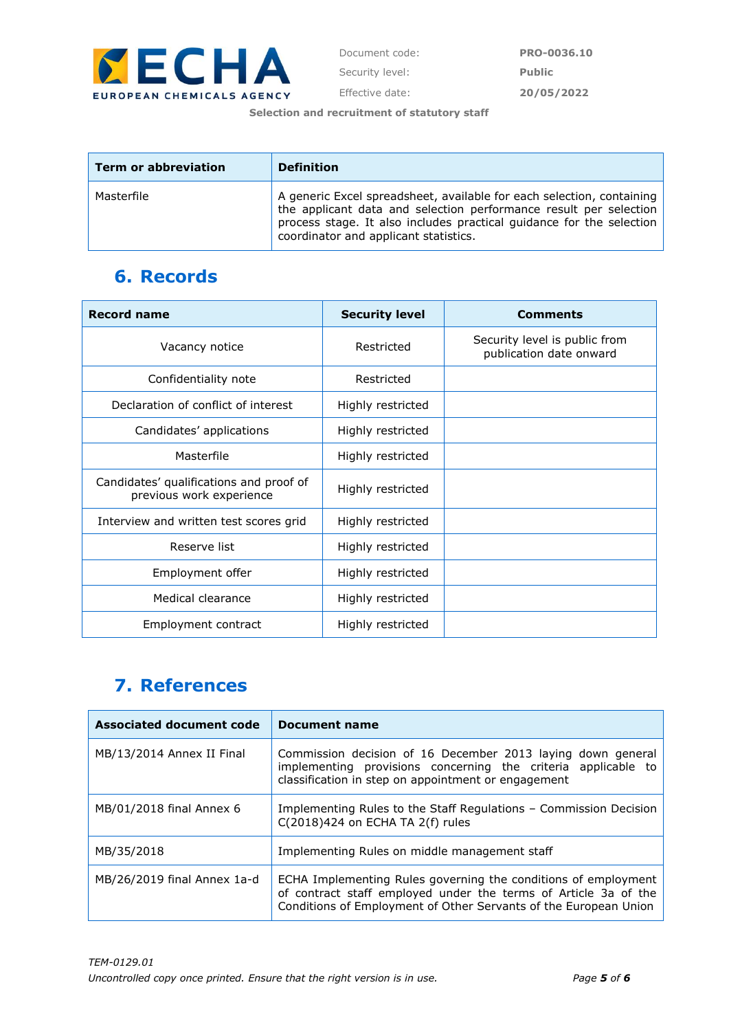| Term or abbreviation | Definition |
|---|---|
| Masterfile | A generic Excel spreadsheet, available for each selection, containing the applicant data and selection performance result per selection process stage. It also includes practical guidance for the selection coordinator and applicant statistics. |

## 6. Records

| Record name | Security level | Comments |
|---|---|---|
| Vacancy notice | Restricted | Security level is public from publication date onward |
| Confidentiality note | Restricted | |
| Declaration of conflict of interest | Highly restricted | |
| Candidates' applications | Highly restricted | |
| Masterfile | Highly restricted | |
| Candidates' qualifications and proof of previous work experience | Highly restricted | |
| Interview and written test scores grid | Highly restricted | |
| Reserve list | Highly restricted | |
| Employment offer | Highly restricted | |
| Medical clearance | Highly restricted | |
| Employment contract | Highly restricted | |

## 7. References

| Associated document code | Document name |
|---|---|
| MB/13/2014 Annex II Final | Commission decision of 16 December 2013 laying down general implementing provisions concerning the criteria applicable to classification in step on appointment or engagement |
| MB/01/2018 final Annex 6 | Implementing Rules to the Staff Regulations – Commission Decision C(2018)424 on ECHA TA 2(f) rules |
| MB/35/2018 | Implementing Rules on middle management staff |
| MB/26/2019 final Annex 1a-d | ECHA Implementing Rules governing the conditions of employment of contract staff employed under the terms of Article 3a of the Conditions of Employment of Other Servants of the European Union |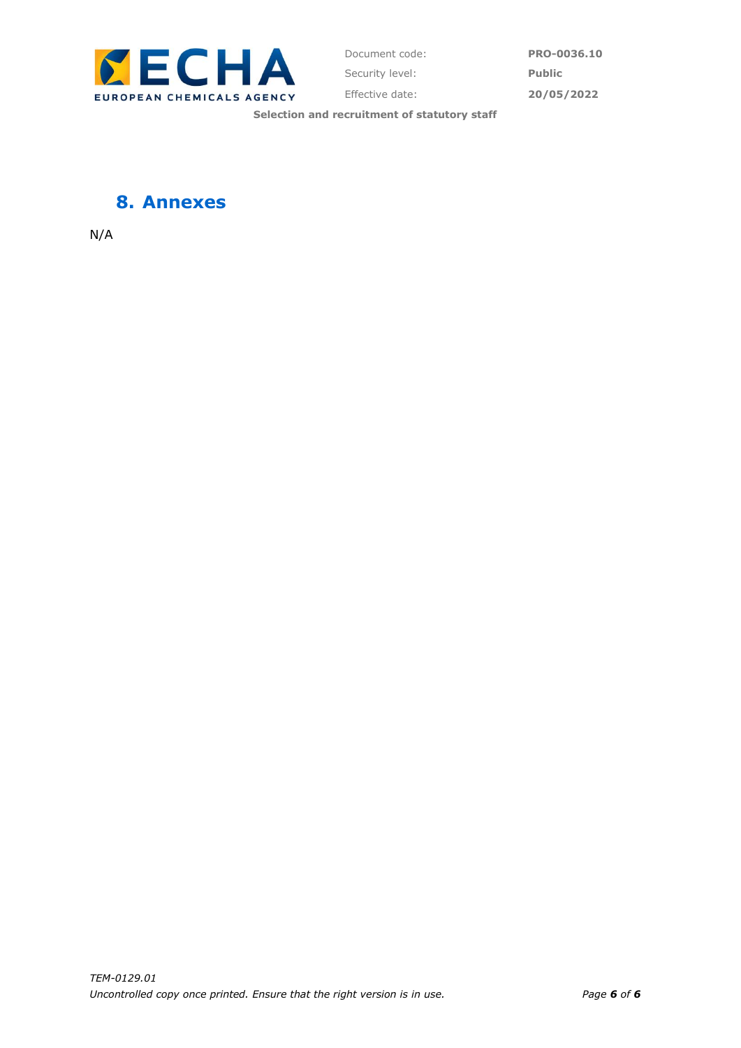## 8. Annexes

N/A